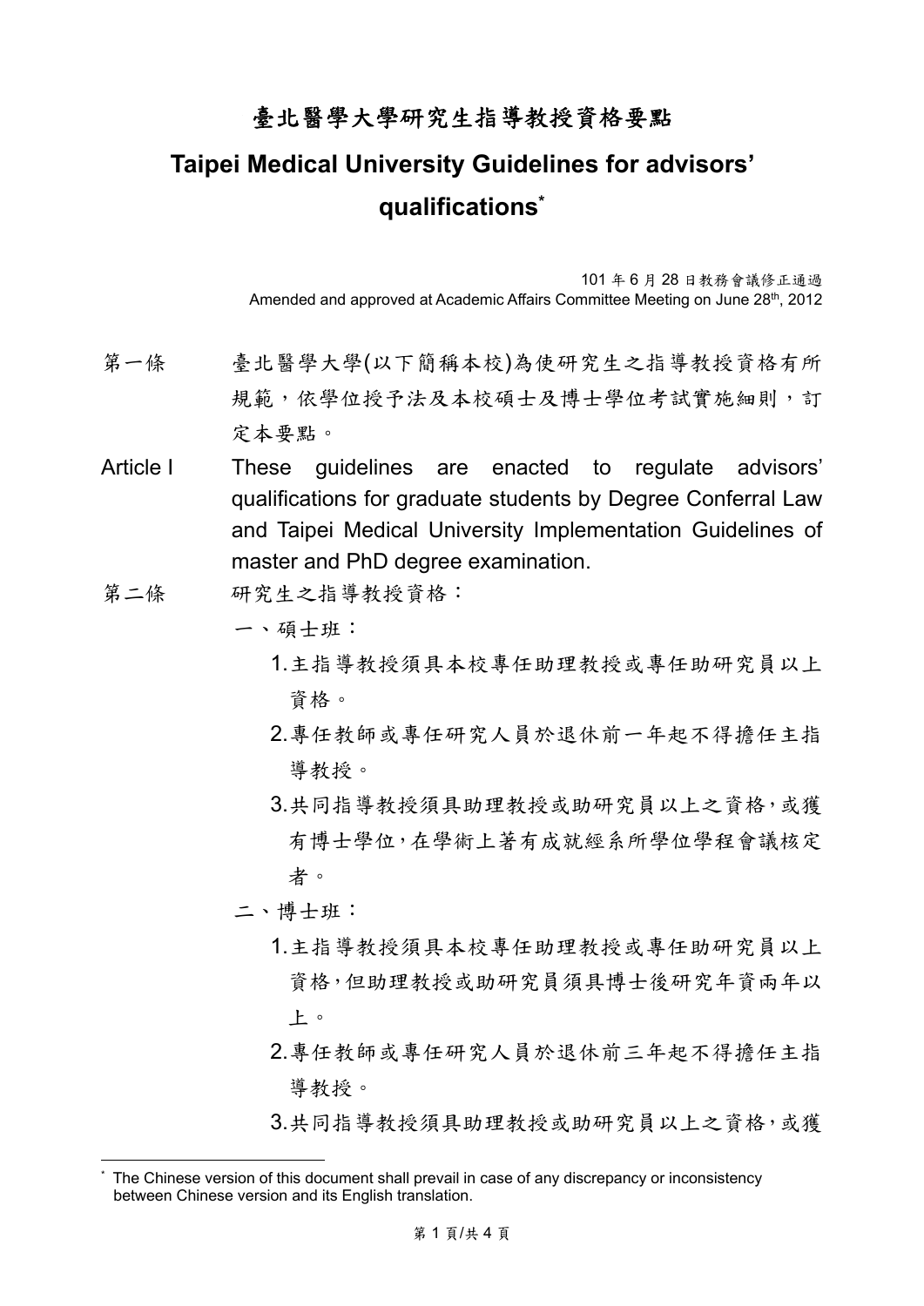# 臺北醫學大學研究生指導教授資格要點

# Taipei Medical University Guidelines for advisors' qualifications*

101 年 6 月 28 日教務會議修正通過
Amended and approved at Academic Affairs Committee Meeting on June 28th, 2012

第一條　臺北醫學大學(以下簡稱本校)為使研究生之指導教授資格有所規範，依學位授予法及本校碩士及博士學位考試實施細則，訂定本要點。

Article I　These guidelines are enacted to regulate advisors' qualifications for graduate students by Degree Conferral Law and Taipei Medical University Implementation Guidelines of master and PhD degree examination.

第二條　研究生之指導教授資格：

一、碩士班：

1. 主指導教授須具本校專任助理教授或專任助研究員以上資格。
2. 專任教師或專任研究人員於退休前一年起不得擔任主指導教授。
3. 共同指導教授須具助理教授或助研究員以上之資格，或獲有博士學位，在學術上著有成就經系所學位學程會議核定者。

二、博士班：

1. 主指導教授須具本校專任助理教授或專任助研究員以上資格，但助理教授或助研究員須具博士後研究年資兩年以上。
2. 專任教師或專任研究人員於退休前三年起不得擔任主指導教授。
3. 共同指導教授須具助理教授或助研究員以上之資格，或獲

* The Chinese version of this document shall prevail in case of any discrepancy or inconsistency between Chinese version and its English translation.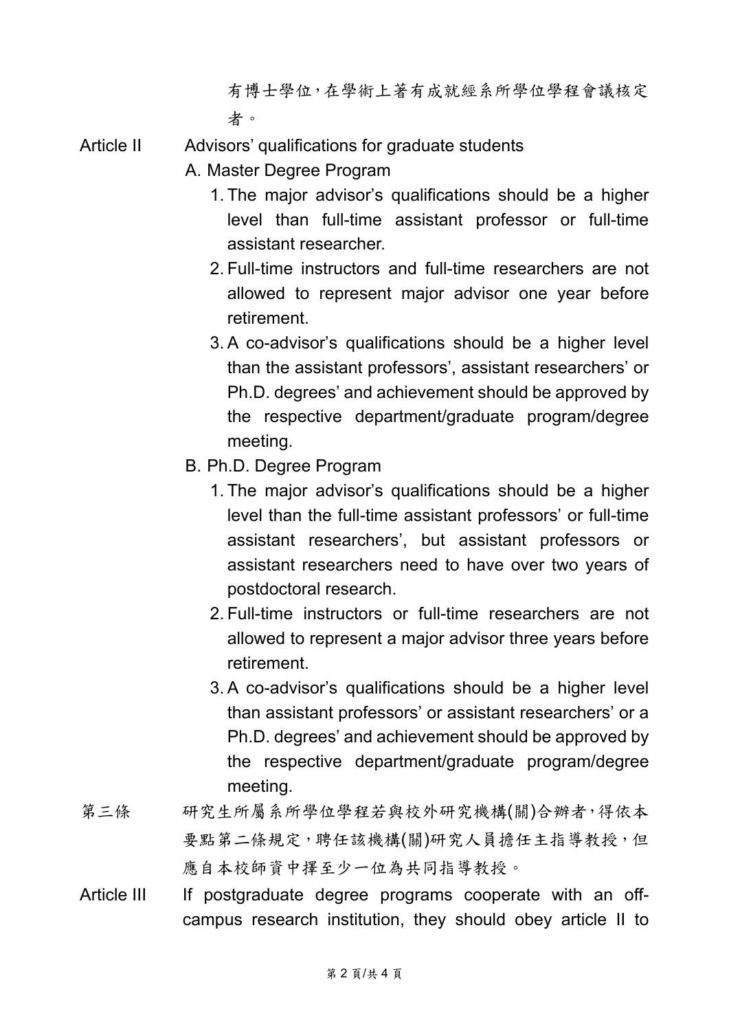有博士學位，在學術上著有成就經系所學位學程會議核定者。

Article II　Advisors' qualifications for graduate students

A. Master Degree Program

1. The major advisor's qualifications should be a higher level than full-time assistant professor or full-time assistant researcher.
2. Full-time instructors and full-time researchers are not allowed to represent major advisor one year before retirement.
3. A co-advisor's qualifications should be a higher level than the assistant professors', assistant researchers' or Ph.D. degrees' and achievement should be approved by the respective department/graduate program/degree meeting.

B. Ph.D. Degree Program

1. The major advisor's qualifications should be a higher level than the full-time assistant professors' or full-time assistant researchers', but assistant professors or assistant researchers need to have over two years of postdoctoral research.
2. Full-time instructors or full-time researchers are not allowed to represent a major advisor three years before retirement.
3. A co-advisor's qualifications should be a higher level than assistant professors' or assistant researchers' or a Ph.D. degrees' and achievement should be approved by the respective department/graduate program/degree meeting.

第三條　研究生所屬系所學位學程若與校外研究機構(關)合辦者，得依本要點第二條規定，聘任該機構(關)研究人員擔任主指導教授，但應自本校師資中擇至少一位為共同指導教授。

Article III　If postgraduate degree programs cooperate with an off-campus research institution, they should obey article II to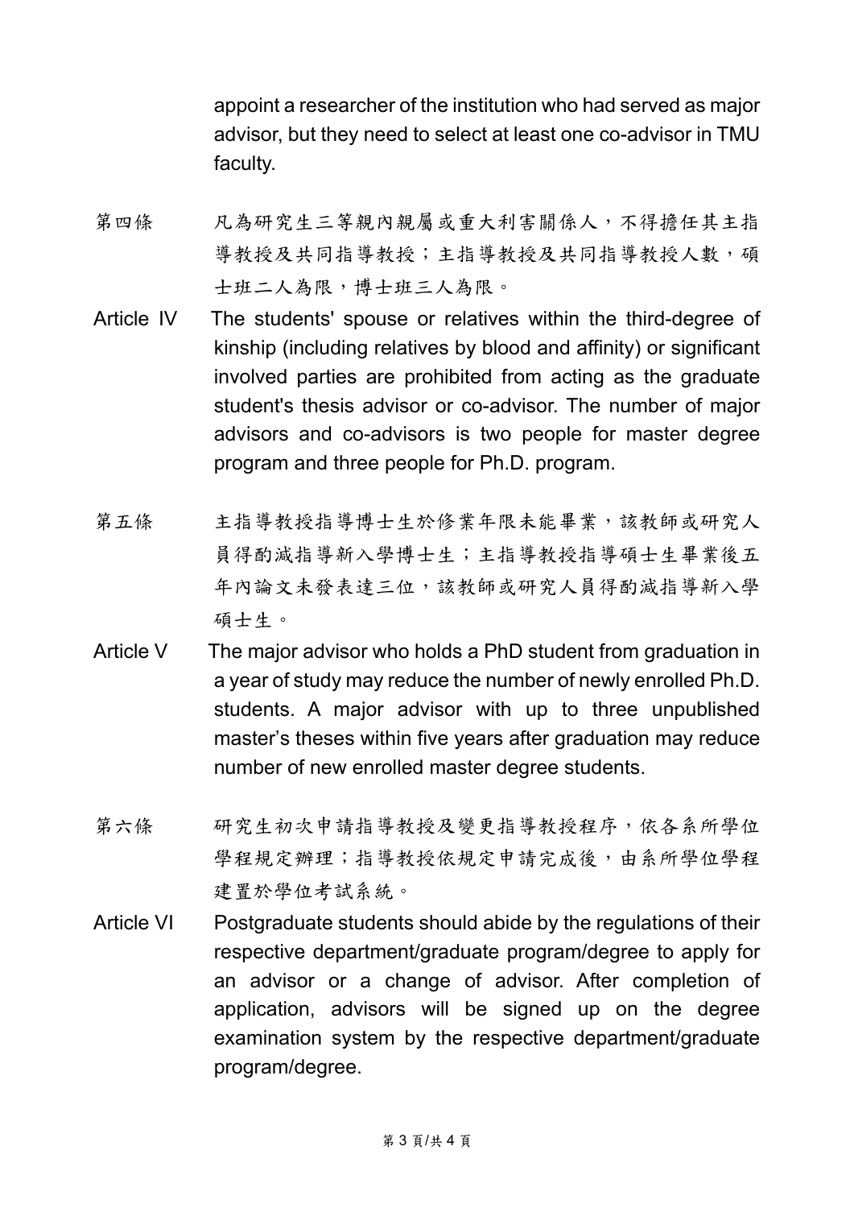appoint a researcher of the institution who had served as major advisor, but they need to select at least one co-advisor in TMU faculty.

第四條　凡為研究生三等親內親屬或重大利害關係人，不得擔任其主指導教授及共同指導教授；主指導教授及共同指導教授人數，碩士班二人為限，博士班三人為限。

Article IV　The students' spouse or relatives within the third-degree of kinship (including relatives by blood and affinity) or significant involved parties are prohibited from acting as the graduate student's thesis advisor or co-advisor. The number of major advisors and co-advisors is two people for master degree program and three people for Ph.D. program.

第五條　主指導教授指導博士生於修業年限未能畢業，該教師或研究人員得酌減指導新入學博士生；主指導教授指導碩士生畢業後五年內論文未發表達三位，該教師或研究人員得酌減指導新入學碩士生。

Article V　The major advisor who holds a PhD student from graduation in a year of study may reduce the number of newly enrolled Ph.D. students. A major advisor with up to three unpublished master's theses within five years after graduation may reduce number of new enrolled master degree students.

第六條　研究生初次申請指導教授及變更指導教授程序，依各系所學位學程規定辦理；指導教授依規定申請完成後，由系所學位學程建置於學位考試系統。

Article VI　Postgraduate students should abide by the regulations of their respective department/graduate program/degree to apply for an advisor or a change of advisor. After completion of application, advisors will be signed up on the degree examination system by the respective department/graduate program/degree.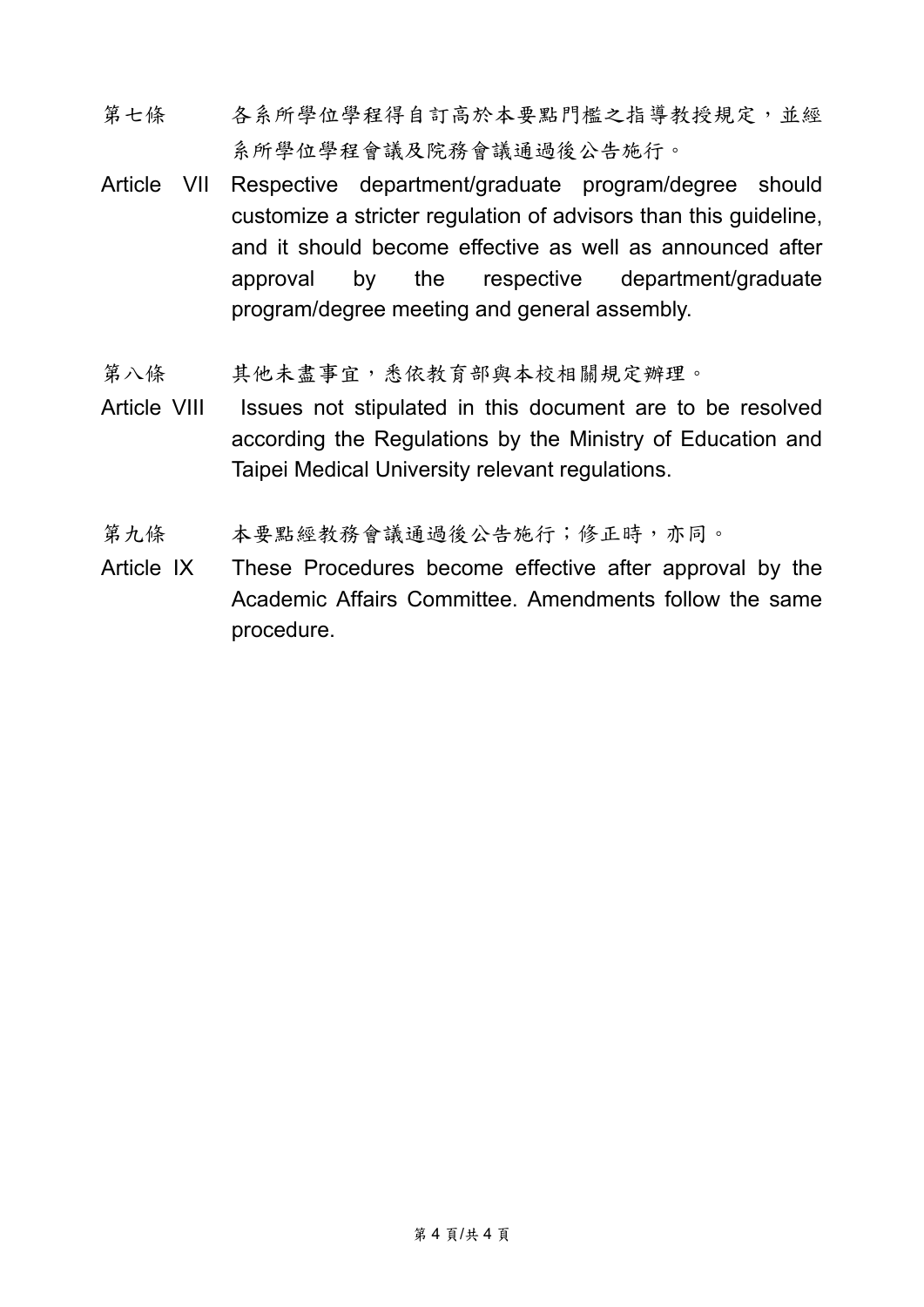第七條　各系所學位學程得自訂高於本要點門檻之指導教授規定，並經系所學位學程會議及院務會議通過後公告施行。

Article VII Respective department/graduate program/degree should customize a stricter regulation of advisors than this guideline, and it should become effective as well as announced after approval by the respective department/graduate program/degree meeting and general assembly.

第八條　其他未盡事宜，悉依教育部與本校相關規定辦理。

Article VIII Issues not stipulated in this document are to be resolved according the Regulations by the Ministry of Education and Taipei Medical University relevant regulations.

第九條　本要點經教務會議通過後公告施行；修正時，亦同。

Article IX These Procedures become effective after approval by the Academic Affairs Committee. Amendments follow the same procedure.